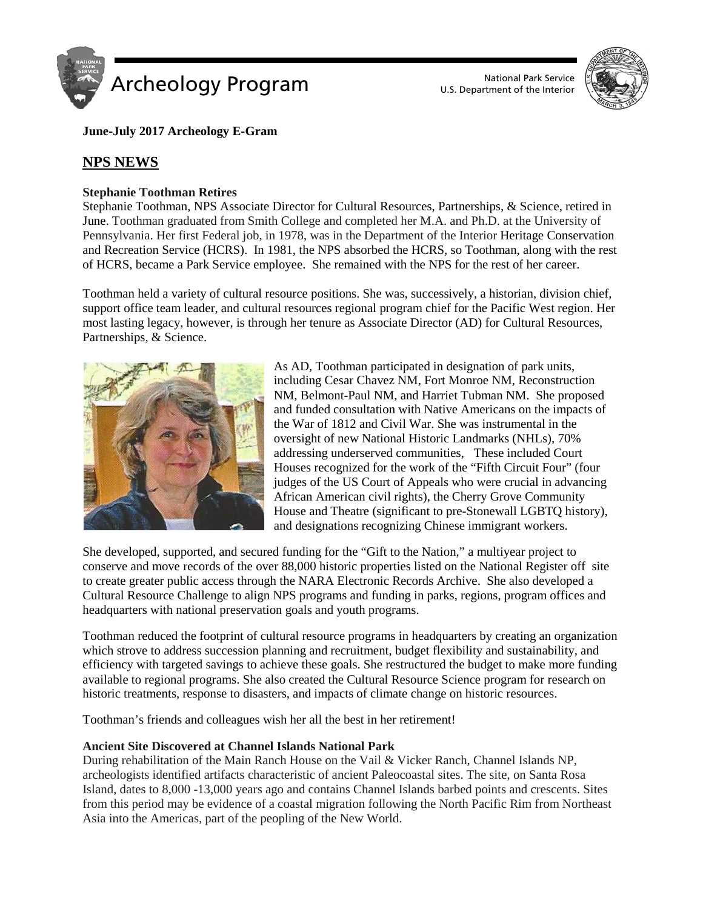Archeology Program

National Park Service
U.S. Department of the Interior

**June-July 2017 Archeology E-Gram**

## NPS NEWS

**Stephanie Toothman Retires**

Stephanie Toothman, NPS Associate Director for Cultural Resources, Partnerships, & Science, retired in June. Toothman graduated from Smith College and completed her M.A. and Ph.D. at the University of Pennsylvania. Her first Federal job, in 1978, was in the Department of the Interior Heritage Conservation and Recreation Service (HCRS). In 1981, the NPS absorbed the HCRS, so Toothman, along with the rest of HCRS, became a Park Service employee. She remained with the NPS for the rest of her career.

Toothman held a variety of cultural resource positions. She was, successively, a historian, division chief, support office team leader, and cultural resources regional program chief for the Pacific West region. Her most lasting legacy, however, is through her tenure as Associate Director (AD) for Cultural Resources, Partnerships, & Science.

As AD, Toothman participated in designation of park units, including Cesar Chavez NM, Fort Monroe NM, Reconstruction NM, Belmont-Paul NM, and Harriet Tubman NM. She proposed and funded consultation with Native Americans on the impacts of the War of 1812 and Civil War. She was instrumental in the oversight of new National Historic Landmarks (NHLs), 70% addressing underserved communities, These included Court Houses recognized for the work of the "Fifth Circuit Four" (four judges of the US Court of Appeals who were crucial in advancing African American civil rights), the Cherry Grove Community House and Theatre (significant to pre-Stonewall LGBTQ history), and designations recognizing Chinese immigrant workers.

She developed, supported, and secured funding for the "Gift to the Nation," a multiyear project to conserve and move records of the over 88,000 historic properties listed on the National Register off site to create greater public access through the NARA Electronic Records Archive. She also developed a Cultural Resource Challenge to align NPS programs and funding in parks, regions, program offices and headquarters with national preservation goals and youth programs.

Toothman reduced the footprint of cultural resource programs in headquarters by creating an organization which strove to address succession planning and recruitment, budget flexibility and sustainability, and efficiency with targeted savings to achieve these goals. She restructured the budget to make more funding available to regional programs. She also created the Cultural Resource Science program for research on historic treatments, response to disasters, and impacts of climate change on historic resources.

Toothman's friends and colleagues wish her all the best in her retirement!

**Ancient Site Discovered at Channel Islands National Park**

During rehabilitation of the Main Ranch House on the Vail & Vicker Ranch, Channel Islands NP, archeologists identified artifacts characteristic of ancient Paleocoastal sites. The site, on Santa Rosa Island, dates to 8,000 -13,000 years ago and contains Channel Islands barbed points and crescents. Sites from this period may be evidence of a coastal migration following the North Pacific Rim from Northeast Asia into the Americas, part of the peopling of the New World.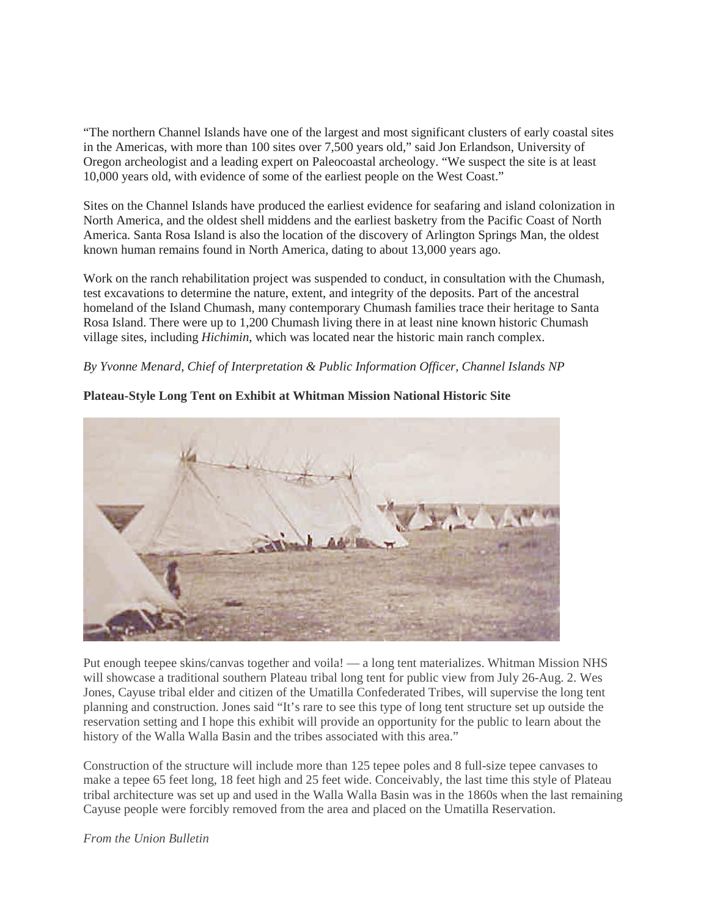"The northern Channel Islands have one of the largest and most significant clusters of early coastal sites in the Americas, with more than 100 sites over 7,500 years old," said Jon Erlandson, University of Oregon archeologist and a leading expert on Paleocoastal archeology. "We suspect the site is at least 10,000 years old, with evidence of some of the earliest people on the West Coast."

Sites on the Channel Islands have produced the earliest evidence for seafaring and island colonization in North America, and the oldest shell middens and the earliest basketry from the Pacific Coast of North America. Santa Rosa Island is also the location of the discovery of Arlington Springs Man, the oldest known human remains found in North America, dating to about 13,000 years ago.

Work on the ranch rehabilitation project was suspended to conduct, in consultation with the Chumash, test excavations to determine the nature, extent, and integrity of the deposits. Part of the ancestral homeland of the Island Chumash, many contemporary Chumash families trace their heritage to Santa Rosa Island. There were up to 1,200 Chumash living there in at least nine known historic Chumash village sites, including *Hichimin*, which was located near the historic main ranch complex.

*By Yvonne Menard, Chief of Interpretation & Public Information Officer, Channel Islands NP*

**Plateau-Style Long Tent on Exhibit at Whitman Mission National Historic Site**

Put enough teepee skins/canvas together and voila! — a long tent materializes. Whitman Mission NHS will showcase a traditional southern Plateau tribal long tent for public view from July 26-Aug. 2. Wes Jones, Cayuse tribal elder and citizen of the Umatilla Confederated Tribes, will supervise the long tent planning and construction. Jones said "It's rare to see this type of long tent structure set up outside the reservation setting and I hope this exhibit will provide an opportunity for the public to learn about the history of the Walla Walla Basin and the tribes associated with this area."

Construction of the structure will include more than 125 tepee poles and 8 full-size tepee canvases to make a tepee 65 feet long, 18 feet high and 25 feet wide. Conceivably, the last time this style of Plateau tribal architecture was set up and used in the Walla Walla Basin was in the 1860s when the last remaining Cayuse people were forcibly removed from the area and placed on the Umatilla Reservation.

*From the Union Bulletin*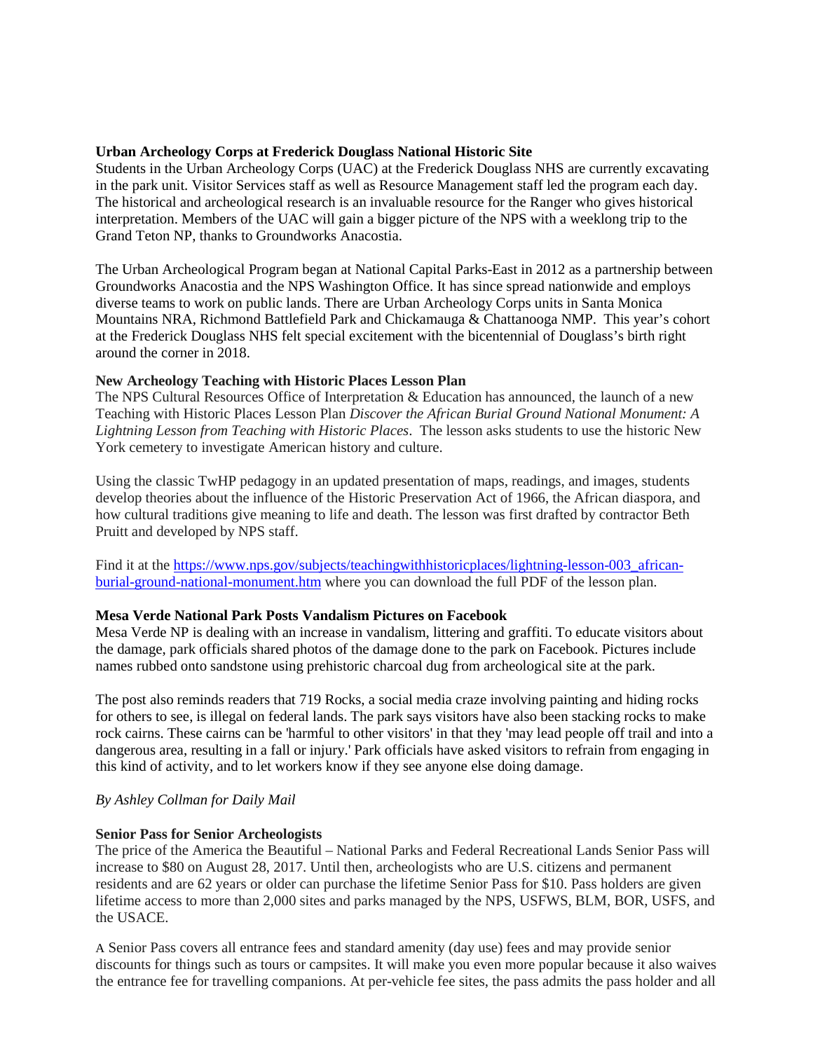**Urban Archeology Corps at Frederick Douglass National Historic Site**

Students in the Urban Archeology Corps (UAC) at the Frederick Douglass NHS are currently excavating in the park unit. Visitor Services staff as well as Resource Management staff led the program each day. The historical and archeological research is an invaluable resource for the Ranger who gives historical interpretation. Members of the UAC will gain a bigger picture of the NPS with a weeklong trip to the Grand Teton NP, thanks to Groundworks Anacostia.

The Urban Archeological Program began at National Capital Parks-East in 2012 as a partnership between Groundworks Anacostia and the NPS Washington Office. It has since spread nationwide and employs diverse teams to work on public lands. There are Urban Archeology Corps units in Santa Monica Mountains NRA, Richmond Battlefield Park and Chickamauga & Chattanooga NMP. This year's cohort at the Frederick Douglass NHS felt special excitement with the bicentennial of Douglass's birth right around the corner in 2018.

**New Archeology Teaching with Historic Places Lesson Plan**

The NPS Cultural Resources Office of Interpretation & Education has announced, the launch of a new Teaching with Historic Places Lesson Plan *Discover the African Burial Ground National Monument: A Lightning Lesson from Teaching with Historic Places*. The lesson asks students to use the historic New York cemetery to investigate American history and culture.

Using the classic TwHP pedagogy in an updated presentation of maps, readings, and images, students develop theories about the influence of the Historic Preservation Act of 1966, the African diaspora, and how cultural traditions give meaning to life and death. The lesson was first drafted by contractor Beth Pruitt and developed by NPS staff.

Find it at the [https://www.nps.gov/subjects/teachingwithhistoricplaces/lightning-lesson-003_african-burial-ground-national-monument.htm](https://www.nps.gov/subjects/teachingwithhistoricplaces/lightning-lesson-003_african-burial-ground-national-monument.htm) where you can download the full PDF of the lesson plan.

**Mesa Verde National Park Posts Vandalism Pictures on Facebook**

Mesa Verde NP is dealing with an increase in vandalism, littering and graffiti. To educate visitors about the damage, park officials shared photos of the damage done to the park on Facebook. Pictures include names rubbed onto sandstone using prehistoric charcoal dug from archeological site at the park.

The post also reminds readers that 719 Rocks, a social media craze involving painting and hiding rocks for others to see, is illegal on federal lands. The park says visitors have also been stacking rocks to make rock cairns. These cairns can be 'harmful to other visitors' in that they 'may lead people off trail and into a dangerous area, resulting in a fall or injury.' Park officials have asked visitors to refrain from engaging in this kind of activity, and to let workers know if they see anyone else doing damage.

*By Ashley Collman for Daily Mail*

**Senior Pass for Senior Archeologists**

The price of the America the Beautiful – National Parks and Federal Recreational Lands Senior Pass will increase to $80 on August 28, 2017. Until then, archeologists who are U.S. citizens and permanent residents and are 62 years or older can purchase the lifetime Senior Pass for $10. Pass holders are given lifetime access to more than 2,000 sites and parks managed by the NPS, USFWS, BLM, BOR, USFS, and the USACE.

A Senior Pass covers all entrance fees and standard amenity (day use) fees and may provide senior discounts for things such as tours or campsites. It will make you even more popular because it also waives the entrance fee for travelling companions. At per-vehicle fee sites, the pass admits the pass holder and all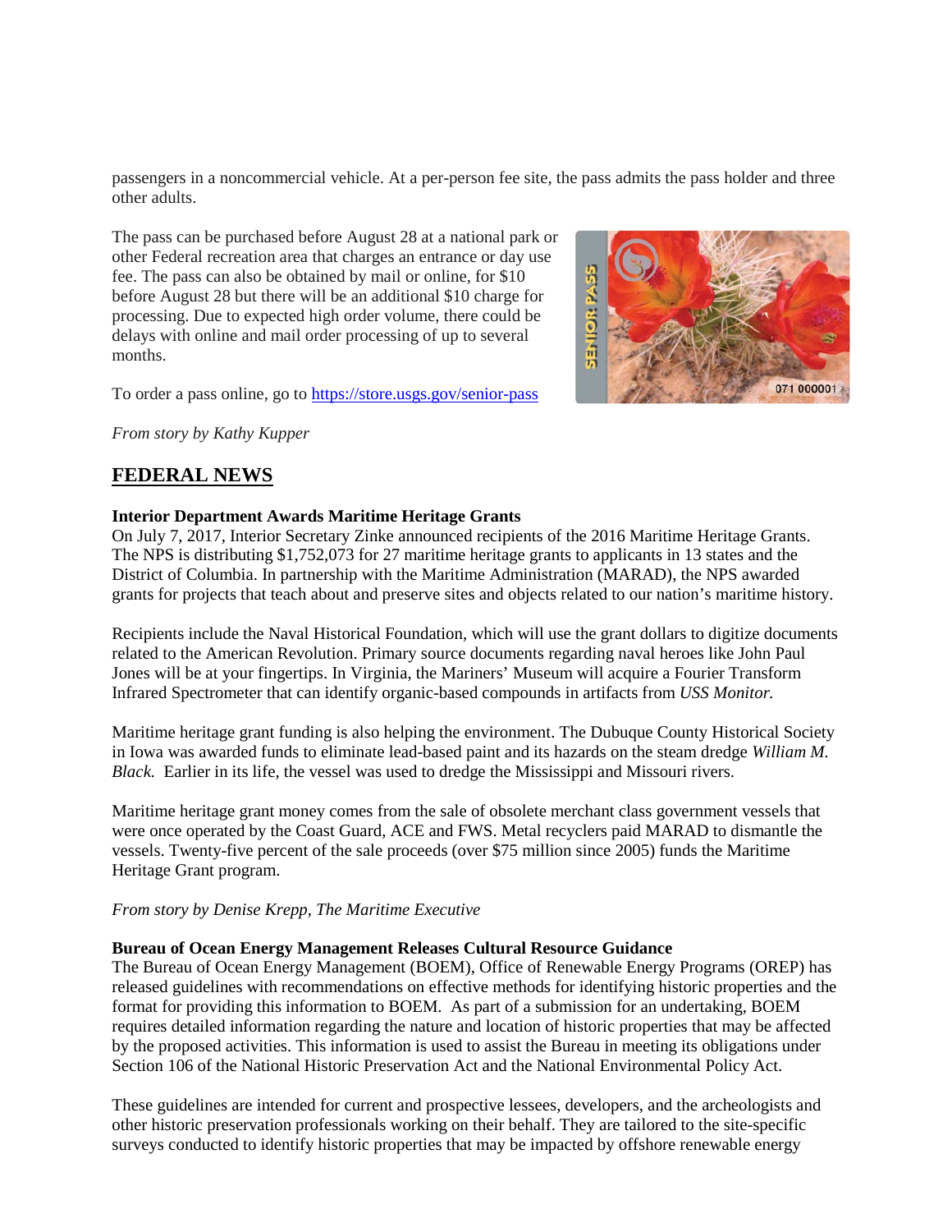passengers in a noncommercial vehicle. At a per-person fee site, the pass admits the pass holder and three other adults.

The pass can be purchased before August 28 at a national park or other Federal recreation area that charges an entrance or day use fee. The pass can also be obtained by mail or online, for $10 before August 28 but there will be an additional $10 charge for processing. Due to expected high order volume, there could be delays with online and mail order processing of up to several months.

To order a pass online, go to https://store.usgs.gov/senior-pass

*From story by Kathy Kupper*

## FEDERAL NEWS

**Interior Department Awards Maritime Heritage Grants**
On July 7, 2017, Interior Secretary Zinke announced recipients of the 2016 Maritime Heritage Grants. The NPS is distributing $1,752,073 for 27 maritime heritage grants to applicants in 13 states and the District of Columbia. In partnership with the Maritime Administration (MARAD), the NPS awarded grants for projects that teach about and preserve sites and objects related to our nation's maritime history.

Recipients include the Naval Historical Foundation, which will use the grant dollars to digitize documents related to the American Revolution. Primary source documents regarding naval heroes like John Paul Jones will be at your fingertips. In Virginia, the Mariners' Museum will acquire a Fourier Transform Infrared Spectrometer that can identify organic-based compounds in artifacts from *USS Monitor.*

Maritime heritage grant funding is also helping the environment. The Dubuque County Historical Society in Iowa was awarded funds to eliminate lead-based paint and its hazards on the steam dredge *William M. Black.* Earlier in its life, the vessel was used to dredge the Mississippi and Missouri rivers.

Maritime heritage grant money comes from the sale of obsolete merchant class government vessels that were once operated by the Coast Guard, ACE and FWS. Metal recyclers paid MARAD to dismantle the vessels. Twenty-five percent of the sale proceeds (over $75 million since 2005) funds the Maritime Heritage Grant program.

*From story by Denise Krepp, The Maritime Executive*

**Bureau of Ocean Energy Management Releases Cultural Resource Guidance**
The Bureau of Ocean Energy Management (BOEM), Office of Renewable Energy Programs (OREP) has released guidelines with recommendations on effective methods for identifying historic properties and the format for providing this information to BOEM. As part of a submission for an undertaking, BOEM requires detailed information regarding the nature and location of historic properties that may be affected by the proposed activities. This information is used to assist the Bureau in meeting its obligations under Section 106 of the National Historic Preservation Act and the National Environmental Policy Act.

These guidelines are intended for current and prospective lessees, developers, and the archeologists and other historic preservation professionals working on their behalf. They are tailored to the site-specific surveys conducted to identify historic properties that may be impacted by offshore renewable energy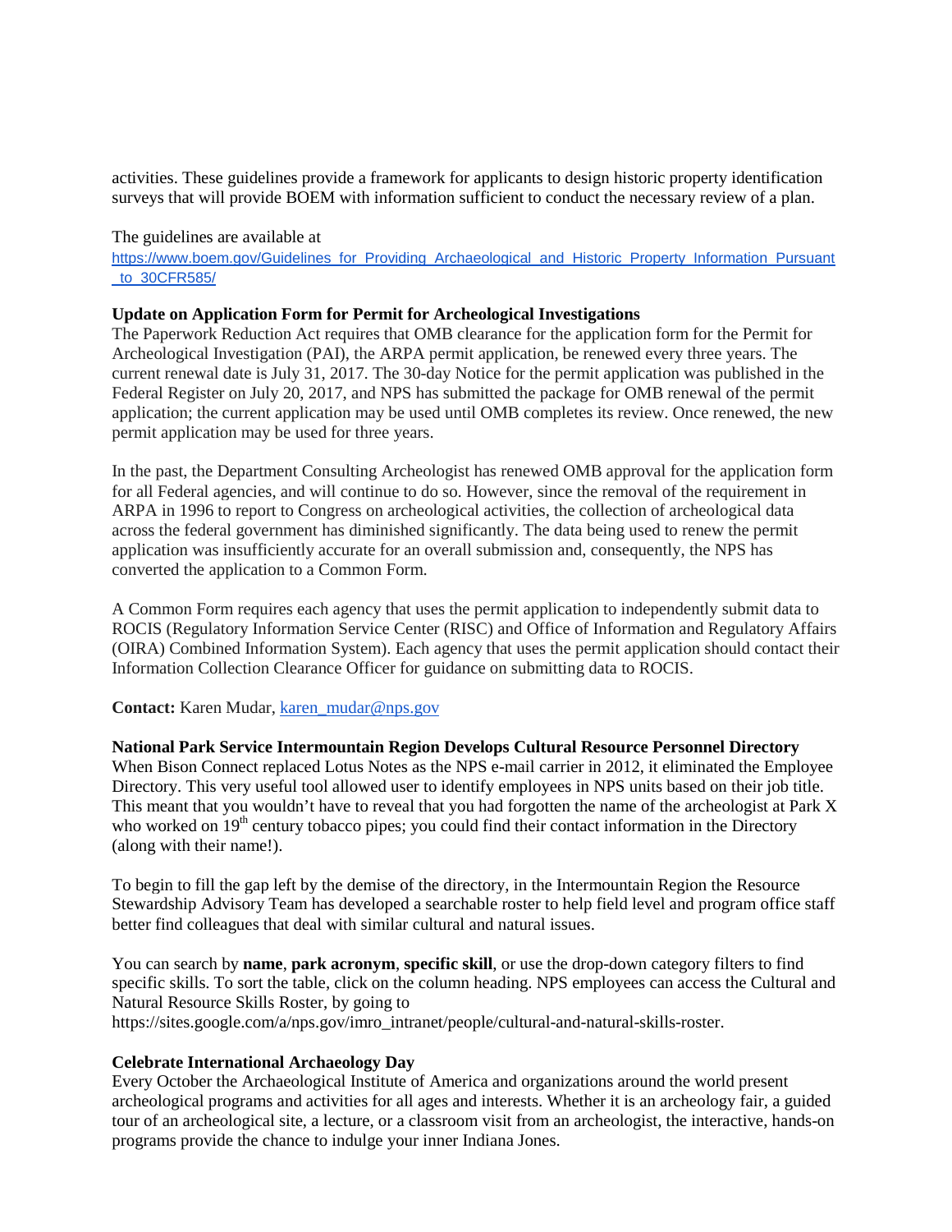activities. These guidelines provide a framework for applicants to design historic property identification surveys that will provide BOEM with information sufficient to conduct the necessary review of a plan.

The guidelines are available at
https://www.boem.gov/Guidelines_for_Providing_Archaeological_and_Historic_Property_Information_Pursuant_to_30CFR585/

**Update on Application Form for Permit for Archeological Investigations**
The Paperwork Reduction Act requires that OMB clearance for the application form for the Permit for Archeological Investigation (PAI), the ARPA permit application, be renewed every three years. The current renewal date is July 31, 2017. The 30-day Notice for the permit application was published in the Federal Register on July 20, 2017, and NPS has submitted the package for OMB renewal of the permit application; the current application may be used until OMB completes its review. Once renewed, the new permit application may be used for three years.

In the past, the Department Consulting Archeologist has renewed OMB approval for the application form for all Federal agencies, and will continue to do so. However, since the removal of the requirement in ARPA in 1996 to report to Congress on archeological activities, the collection of archeological data across the federal government has diminished significantly. The data being used to renew the permit application was insufficiently accurate for an overall submission and, consequently, the NPS has converted the application to a Common Form.

A Common Form requires each agency that uses the permit application to independently submit data to ROCIS (Regulatory Information Service Center (RISC) and Office of Information and Regulatory Affairs (OIRA) Combined Information System). Each agency that uses the permit application should contact their Information Collection Clearance Officer for guidance on submitting data to ROCIS.

**Contact:** Karen Mudar, karen_mudar@nps.gov

**National Park Service Intermountain Region Develops Cultural Resource Personnel Directory**
When Bison Connect replaced Lotus Notes as the NPS e-mail carrier in 2012, it eliminated the Employee Directory. This very useful tool allowed user to identify employees in NPS units based on their job title. This meant that you wouldn't have to reveal that you had forgotten the name of the archeologist at Park X who worked on 19th century tobacco pipes; you could find their contact information in the Directory (along with their name!).

To begin to fill the gap left by the demise of the directory, in the Intermountain Region the Resource Stewardship Advisory Team has developed a searchable roster to help field level and program office staff better find colleagues that deal with similar cultural and natural issues.

You can search by **name**, **park acronym**, **specific skill**, or use the drop-down category filters to find specific skills. To sort the table, click on the column heading. NPS employees can access the Cultural and Natural Resource Skills Roster, by going to
https://sites.google.com/a/nps.gov/imro_intranet/people/cultural-and-natural-skills-roster.

**Celebrate International Archaeology Day**
Every October the Archaeological Institute of America and organizations around the world present archeological programs and activities for all ages and interests. Whether it is an archeology fair, a guided tour of an archeological site, a lecture, or a classroom visit from an archeologist, the interactive, hands-on programs provide the chance to indulge your inner Indiana Jones.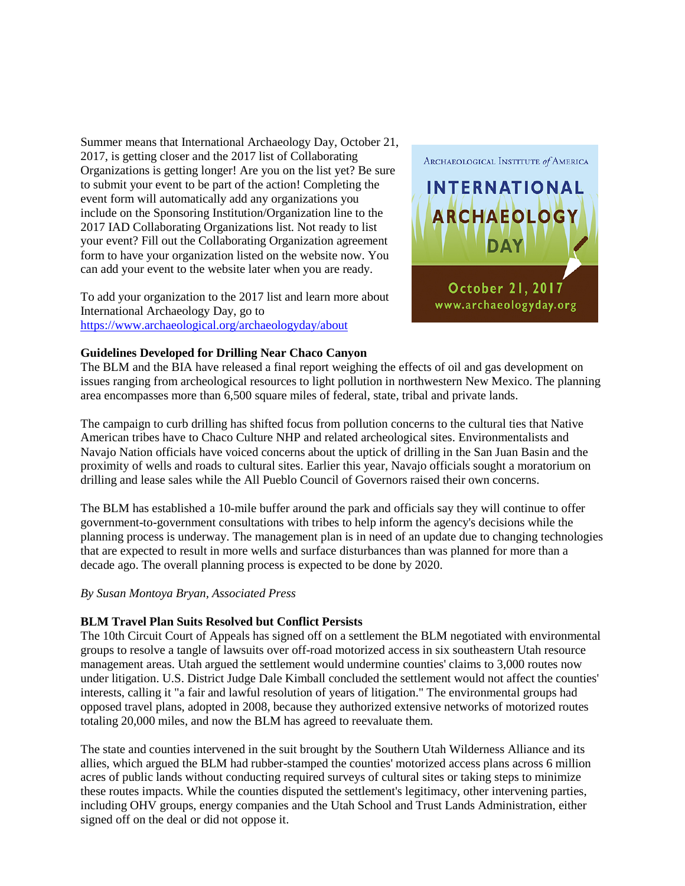Summer means that International Archaeology Day, October 21, 2017, is getting closer and the 2017 list of Collaborating Organizations is getting longer! Are you on the list yet? Be sure to submit your event to be part of the action! Completing the event form will automatically add any organizations you include on the Sponsoring Institution/Organization line to the 2017 IAD Collaborating Organizations list. Not ready to list your event? Fill out the Collaborating Organization agreement form to have your organization listed on the website now. You can add your event to the website later when you are ready.

To add your organization to the 2017 list and learn more about International Archaeology Day, go to https://www.archaeological.org/archaeologyday/about

**Guidelines Developed for Drilling Near Chaco Canyon**

The BLM and the BIA have released a final report weighing the effects of oil and gas development on issues ranging from archeological resources to light pollution in northwestern New Mexico. The planning area encompasses more than 6,500 square miles of federal, state, tribal and private lands.

The campaign to curb drilling has shifted focus from pollution concerns to the cultural ties that Native American tribes have to Chaco Culture NHP and related archeological sites. Environmentalists and Navajo Nation officials have voiced concerns about the uptick of drilling in the San Juan Basin and the proximity of wells and roads to cultural sites. Earlier this year, Navajo officials sought a moratorium on drilling and lease sales while the All Pueblo Council of Governors raised their own concerns.

The BLM has established a 10-mile buffer around the park and officials say they will continue to offer government-to-government consultations with tribes to help inform the agency's decisions while the planning process is underway. The management plan is in need of an update due to changing technologies that are expected to result in more wells and surface disturbances than was planned for more than a decade ago. The overall planning process is expected to be done by 2020.

*By Susan Montoya Bryan, Associated Press*

**BLM Travel Plan Suits Resolved but Conflict Persists**

The 10th Circuit Court of Appeals has signed off on a settlement the BLM negotiated with environmental groups to resolve a tangle of lawsuits over off-road motorized access in six southeastern Utah resource management areas. Utah argued the settlement would undermine counties' claims to 3,000 routes now under litigation. U.S. District Judge Dale Kimball concluded the settlement would not affect the counties' interests, calling it "a fair and lawful resolution of years of litigation." The environmental groups had opposed travel plans, adopted in 2008, because they authorized extensive networks of motorized routes totaling 20,000 miles, and now the BLM has agreed to reevaluate them.

The state and counties intervened in the suit brought by the Southern Utah Wilderness Alliance and its allies, which argued the BLM had rubber-stamped the counties' motorized access plans across 6 million acres of public lands without conducting required surveys of cultural sites or taking steps to minimize these routes impacts. While the counties disputed the settlement's legitimacy, other intervening parties, including OHV groups, energy companies and the Utah School and Trust Lands Administration, either signed off on the deal or did not oppose it.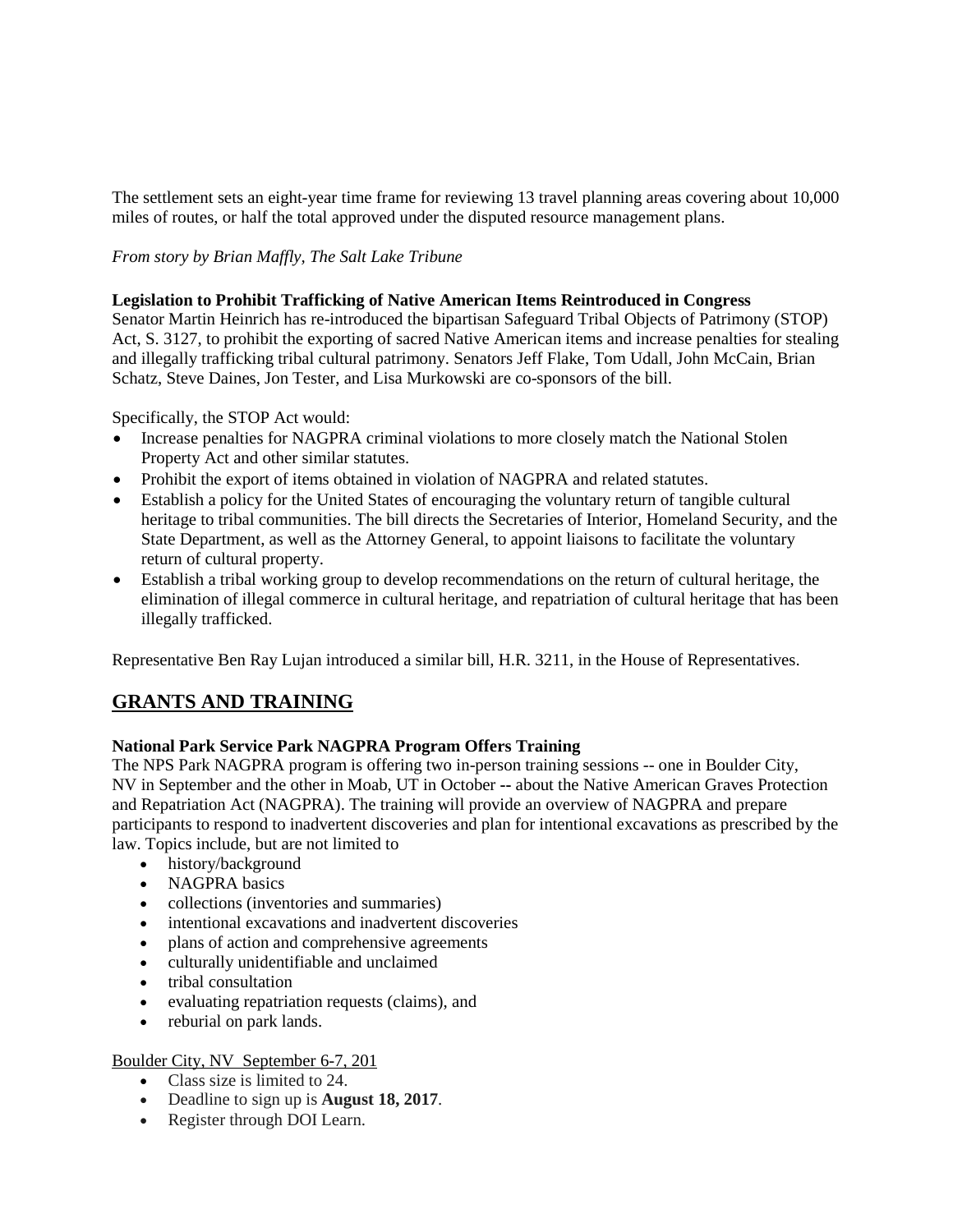The settlement sets an eight-year time frame for reviewing 13 travel planning areas covering about 10,000 miles of routes, or half the total approved under the disputed resource management plans.

*From story by Brian Maffly, The Salt Lake Tribune*

**Legislation to Prohibit Trafficking of Native American Items Reintroduced in Congress**

Senator Martin Heinrich has re-introduced the bipartisan Safeguard Tribal Objects of Patrimony (STOP) Act, S. 3127, to prohibit the exporting of sacred Native American items and increase penalties for stealing and illegally trafficking tribal cultural patrimony. Senators Jeff Flake, Tom Udall, John McCain, Brian Schatz, Steve Daines, Jon Tester, and Lisa Murkowski are co-sponsors of the bill.

Specifically, the STOP Act would:

- Increase penalties for NAGPRA criminal violations to more closely match the National Stolen Property Act and other similar statutes.
- Prohibit the export of items obtained in violation of NAGPRA and related statutes.
- Establish a policy for the United States of encouraging the voluntary return of tangible cultural heritage to tribal communities. The bill directs the Secretaries of Interior, Homeland Security, and the State Department, as well as the Attorney General, to appoint liaisons to facilitate the voluntary return of cultural property.
- Establish a tribal working group to develop recommendations on the return of cultural heritage, the elimination of illegal commerce in cultural heritage, and repatriation of cultural heritage that has been illegally trafficked.

Representative Ben Ray Lujan introduced a similar bill, H.R. 3211, in the House of Representatives.

## GRANTS AND TRAINING

**National Park Service Park NAGPRA Program Offers Training**

The NPS Park NAGPRA program is offering two in-person training sessions -- one in Boulder City, NV in September and the other in Moab, UT in October -- about the Native American Graves Protection and Repatriation Act (NAGPRA). The training will provide an overview of NAGPRA and prepare participants to respond to inadvertent discoveries and plan for intentional excavations as prescribed by the law. Topics include, but are not limited to

- history/background
- NAGPRA basics
- collections (inventories and summaries)
- intentional excavations and inadvertent discoveries
- plans of action and comprehensive agreements
- culturally unidentifiable and unclaimed
- tribal consultation
- evaluating repatriation requests (claims), and
- reburial on park lands.

Boulder City, NV September 6-7, 201

- Class size is limited to 24.
- Deadline to sign up is **August 18, 2017**.
- Register through DOI Learn.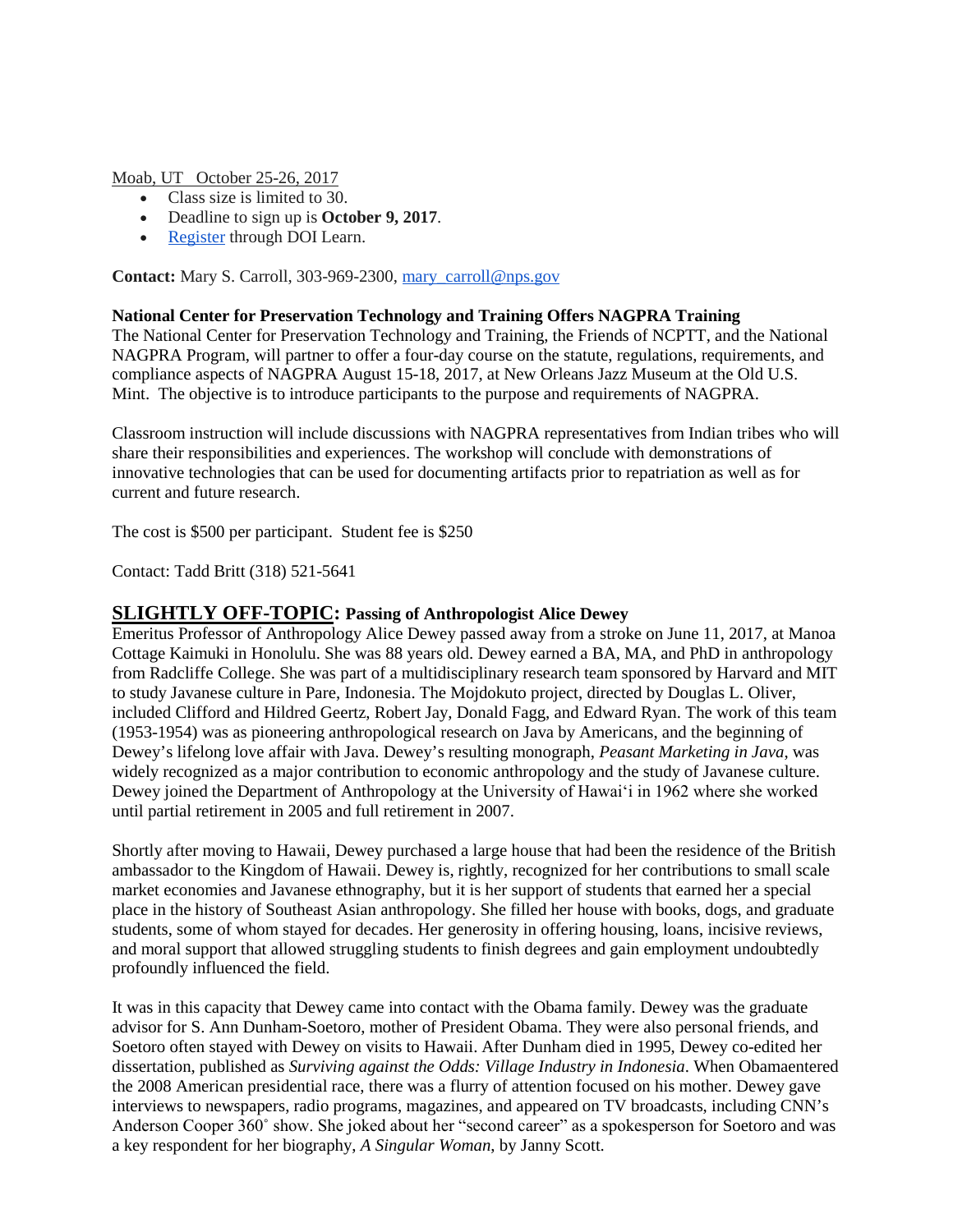Moab, UT October 25-26, 2017

- Class size is limited to 30.
- Deadline to sign up is **October 9, 2017**.
- Register through DOI Learn.

**Contact:** Mary S. Carroll, 303-969-2300, mary_carroll@nps.gov

**National Center for Preservation Technology and Training Offers NAGPRA Training**

The National Center for Preservation Technology and Training, the Friends of NCPTT, and the National NAGPRA Program, will partner to offer a four-day course on the statute, regulations, requirements, and compliance aspects of NAGPRA August 15-18, 2017, at New Orleans Jazz Museum at the Old U.S. Mint. The objective is to introduce participants to the purpose and requirements of NAGPRA.

Classroom instruction will include discussions with NAGPRA representatives from Indian tribes who will share their responsibilities and experiences. The workshop will conclude with demonstrations of innovative technologies that can be used for documenting artifacts prior to repatriation as well as for current and future research.

The cost is $500 per participant. Student fee is $250

Contact: Tadd Britt (318) 521-5641

## SLIGHTLY OFF-TOPIC: Passing of Anthropologist Alice Dewey

Emeritus Professor of Anthropology Alice Dewey passed away from a stroke on June 11, 2017, at Manoa Cottage Kaimuki in Honolulu. She was 88 years old. Dewey earned a BA, MA, and PhD in anthropology from Radcliffe College. She was part of a multidisciplinary research team sponsored by Harvard and MIT to study Javanese culture in Pare, Indonesia. The Mojdokuto project, directed by Douglas L. Oliver, included Clifford and Hildred Geertz, Robert Jay, Donald Fagg, and Edward Ryan. The work of this team (1953-1954) was as pioneering anthropological research on Java by Americans, and the beginning of Dewey's lifelong love affair with Java. Dewey's resulting monograph, *Peasant Marketing in Java*, was widely recognized as a major contribution to economic anthropology and the study of Javanese culture. Dewey joined the Department of Anthropology at the University of Hawai'i in 1962 where she worked until partial retirement in 2005 and full retirement in 2007.

Shortly after moving to Hawaii, Dewey purchased a large house that had been the residence of the British ambassador to the Kingdom of Hawaii. Dewey is, rightly, recognized for her contributions to small scale market economies and Javanese ethnography, but it is her support of students that earned her a special place in the history of Southeast Asian anthropology. She filled her house with books, dogs, and graduate students, some of whom stayed for decades. Her generosity in offering housing, loans, incisive reviews, and moral support that allowed struggling students to finish degrees and gain employment undoubtedly profoundly influenced the field.

It was in this capacity that Dewey came into contact with the Obama family. Dewey was the graduate advisor for S. Ann Dunham-Soetoro, mother of President Obama. They were also personal friends, and Soetoro often stayed with Dewey on visits to Hawaii. After Dunham died in 1995, Dewey co-edited her dissertation, published as *Surviving against the Odds: Village Industry in Indonesia*. When Obamaentered the 2008 American presidential race, there was a flurry of attention focused on his mother. Dewey gave interviews to newspapers, radio programs, magazines, and appeared on TV broadcasts, including CNN's Anderson Cooper 360˚ show. She joked about her "second career" as a spokesperson for Soetoro and was a key respondent for her biography, *A Singular Woman*, by Janny Scott.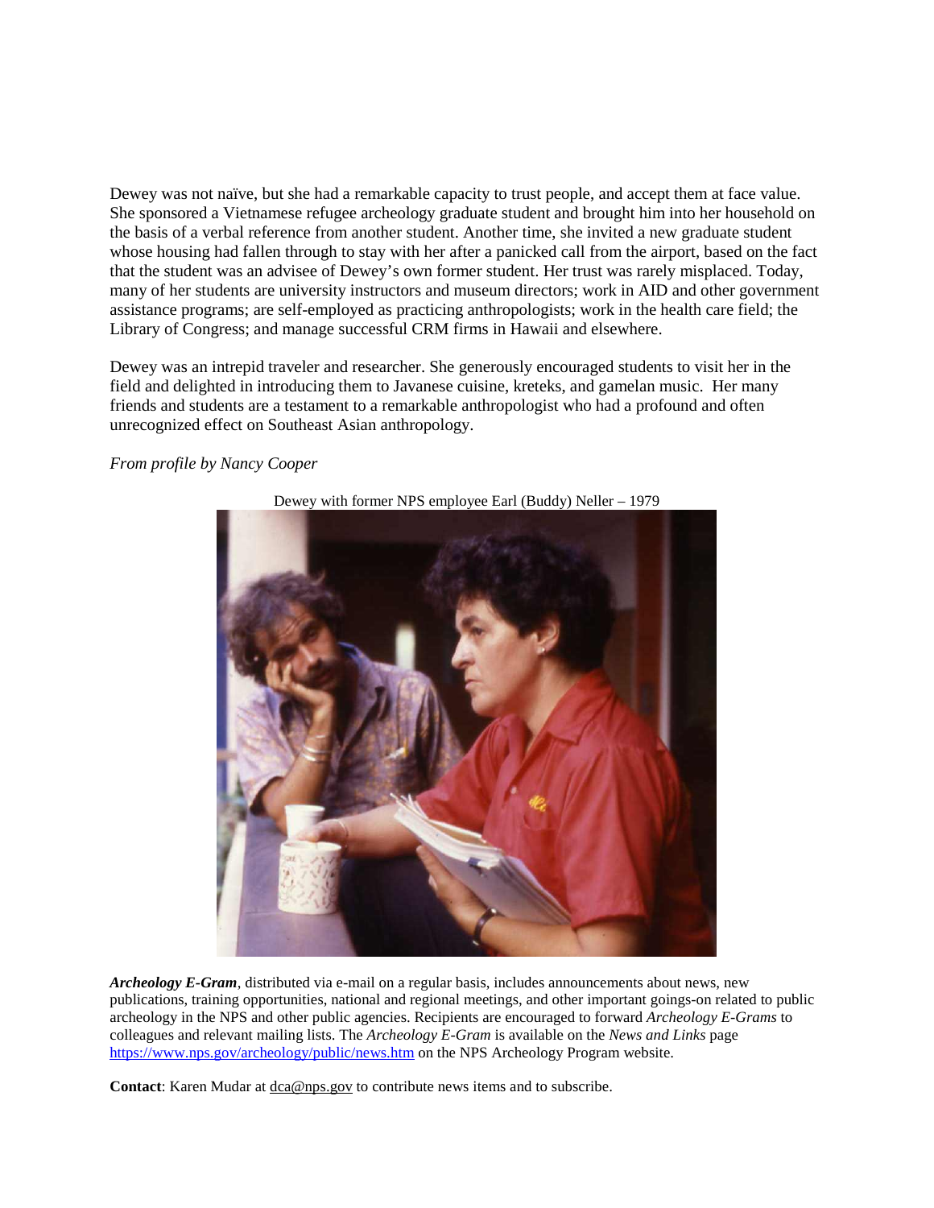Dewey was not naïve, but she had a remarkable capacity to trust people, and accept them at face value. She sponsored a Vietnamese refugee archeology graduate student and brought him into her household on the basis of a verbal reference from another student. Another time, she invited a new graduate student whose housing had fallen through to stay with her after a panicked call from the airport, based on the fact that the student was an advisee of Dewey's own former student. Her trust was rarely misplaced. Today, many of her students are university instructors and museum directors; work in AID and other government assistance programs; are self-employed as practicing anthropologists; work in the health care field; the Library of Congress; and manage successful CRM firms in Hawaii and elsewhere.

Dewey was an intrepid traveler and researcher. She generously encouraged students to visit her in the field and delighted in introducing them to Javanese cuisine, kreteks, and gamelan music. Her many friends and students are a testament to a remarkable anthropologist who had a profound and often unrecognized effect on Southeast Asian anthropology.

*From profile by Nancy Cooper*

Dewey with former NPS employee Earl (Buddy) Neller – 1979

***Archeology E-Gram***, distributed via e-mail on a regular basis, includes announcements about news, new publications, training opportunities, national and regional meetings, and other important goings-on related to public archeology in the NPS and other public agencies. Recipients are encouraged to forward *Archeology E-Grams* to colleagues and relevant mailing lists. The *Archeology E-Gram* is available on the *News and Links* page https://www.nps.gov/archeology/public/news.htm on the NPS Archeology Program website.

**Contact**: Karen Mudar at dca@nps.gov to contribute news items and to subscribe.